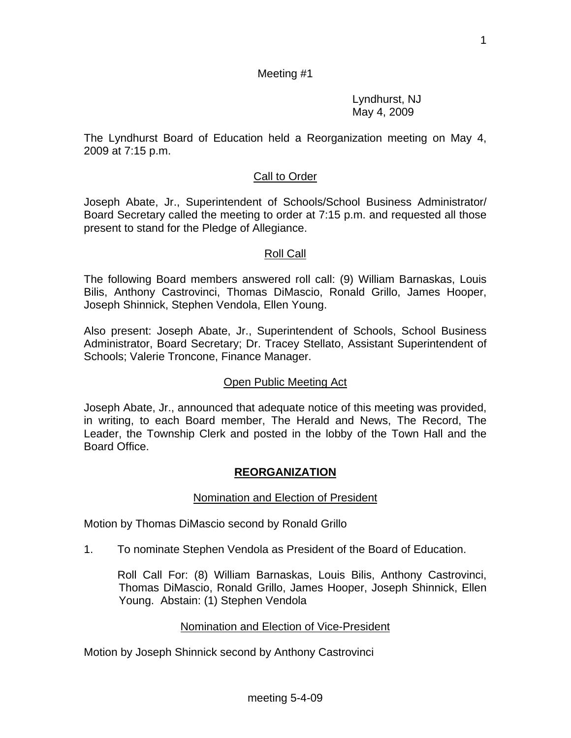Meeting #1

Lyndhurst, NJ
May 4, 2009

The Lyndhurst Board of Education held a Reorganization meeting on May 4, 2009 at 7:15 p.m.

## Call to Order

Joseph Abate, Jr., Superintendent of Schools/School Business Administrator/ Board Secretary called the meeting to order at 7:15 p.m. and requested all those present to stand for the Pledge of Allegiance.

## Roll Call

The following Board members answered roll call: (9) William Barnaskas, Louis Bilis, Anthony Castrovinci, Thomas DiMascio, Ronald Grillo, James Hooper, Joseph Shinnick, Stephen Vendola, Ellen Young.

Also present: Joseph Abate, Jr., Superintendent of Schools, School Business Administrator, Board Secretary; Dr. Tracey Stellato, Assistant Superintendent of Schools; Valerie Troncone, Finance Manager.

## Open Public Meeting Act

Joseph Abate, Jr., announced that adequate notice of this meeting was provided, in writing, to each Board member, The Herald and News, The Record, The Leader, the Township Clerk and posted in the lobby of the Town Hall and the Board Office.

# REORGANIZATION

## Nomination and Election of President

Motion by Thomas DiMascio second by Ronald Grillo

1. To nominate Stephen Vendola as President of the Board of Education.

   Roll Call For: (8) William Barnaskas, Louis Bilis, Anthony Castrovinci, Thomas DiMascio, Ronald Grillo, James Hooper, Joseph Shinnick, Ellen Young. Abstain: (1) Stephen Vendola

## Nomination and Election of Vice-President

Motion by Joseph Shinnick second by Anthony Castrovinci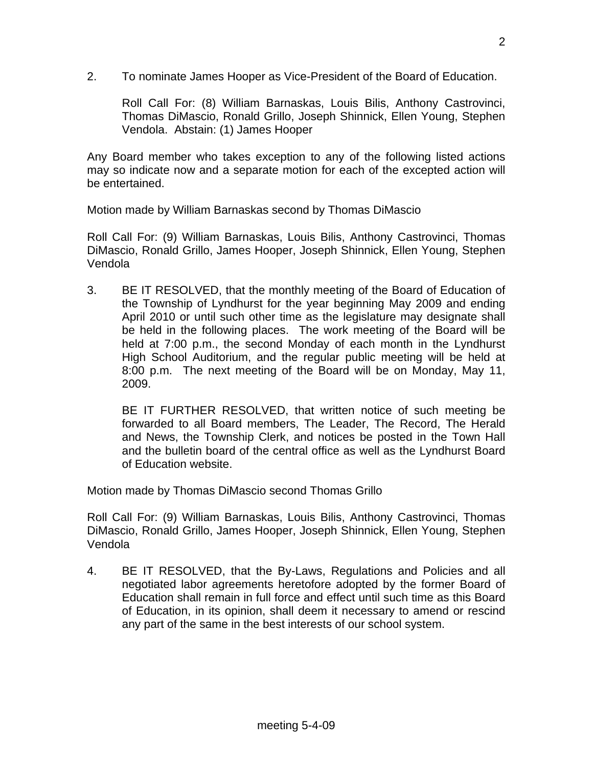2. To nominate James Hooper as Vice-President of the Board of Education.

   Roll Call For: (8) William Barnaskas, Louis Bilis, Anthony Castrovinci, Thomas DiMascio, Ronald Grillo, Joseph Shinnick, Ellen Young, Stephen Vendola. Abstain: (1) James Hooper

Any Board member who takes exception to any of the following listed actions may so indicate now and a separate motion for each of the excepted action will be entertained.

Motion made by William Barnaskas second by Thomas DiMascio

Roll Call For: (9) William Barnaskas, Louis Bilis, Anthony Castrovinci, Thomas DiMascio, Ronald Grillo, James Hooper, Joseph Shinnick, Ellen Young, Stephen Vendola

3. BE IT RESOLVED, that the monthly meeting of the Board of Education of the Township of Lyndhurst for the year beginning May 2009 and ending April 2010 or until such other time as the legislature may designate shall be held in the following places. The work meeting of the Board will be held at 7:00 p.m., the second Monday of each month in the Lyndhurst High School Auditorium, and the regular public meeting will be held at 8:00 p.m. The next meeting of the Board will be on Monday, May 11, 2009.

   BE IT FURTHER RESOLVED, that written notice of such meeting be forwarded to all Board members, The Leader, The Record, The Herald and News, the Township Clerk, and notices be posted in the Town Hall and the bulletin board of the central office as well as the Lyndhurst Board of Education website.

Motion made by Thomas DiMascio second Thomas Grillo

Roll Call For: (9) William Barnaskas, Louis Bilis, Anthony Castrovinci, Thomas DiMascio, Ronald Grillo, James Hooper, Joseph Shinnick, Ellen Young, Stephen Vendola

4. BE IT RESOLVED, that the By-Laws, Regulations and Policies and all negotiated labor agreements heretofore adopted by the former Board of Education shall remain in full force and effect until such time as this Board of Education, in its opinion, shall deem it necessary to amend or rescind any part of the same in the best interests of our school system.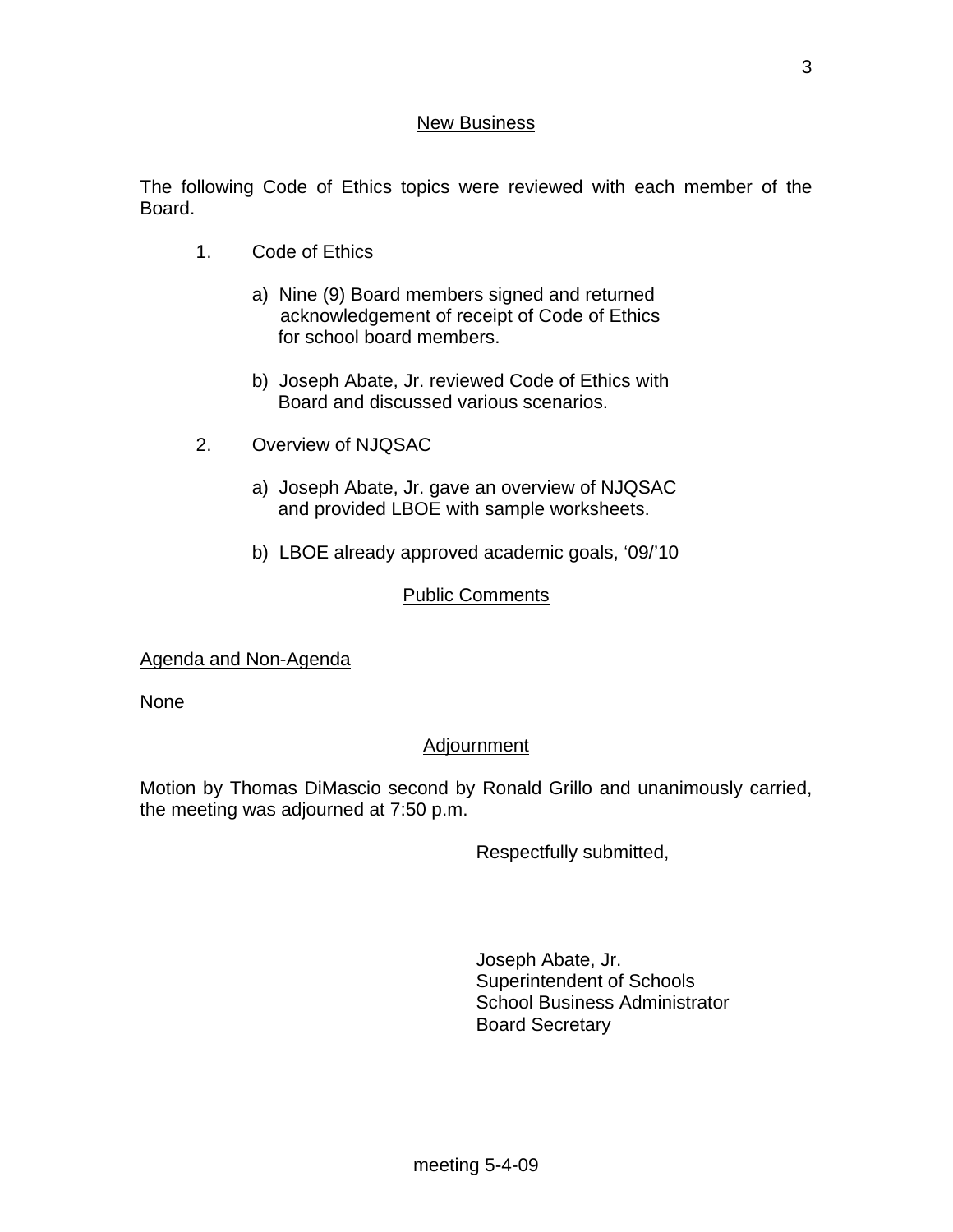## New Business

The following Code of Ethics topics were reviewed with each member of the Board.

1. Code of Ethics

   a) Nine (9) Board members signed and returned acknowledgement of receipt of Code of Ethics for school board members.

   b) Joseph Abate, Jr. reviewed Code of Ethics with Board and discussed various scenarios.

2. Overview of NJQSAC

   a) Joseph Abate, Jr. gave an overview of NJQSAC and provided LBOE with sample worksheets.

   b) LBOE already approved academic goals, '09/'10

## Public Comments

### Agenda and Non-Agenda

None

## Adjournment

Motion by Thomas DiMascio second by Ronald Grillo and unanimously carried, the meeting was adjourned at 7:50 p.m.

Respectfully submitted,

Joseph Abate, Jr.
Superintendent of Schools
School Business Administrator
Board Secretary